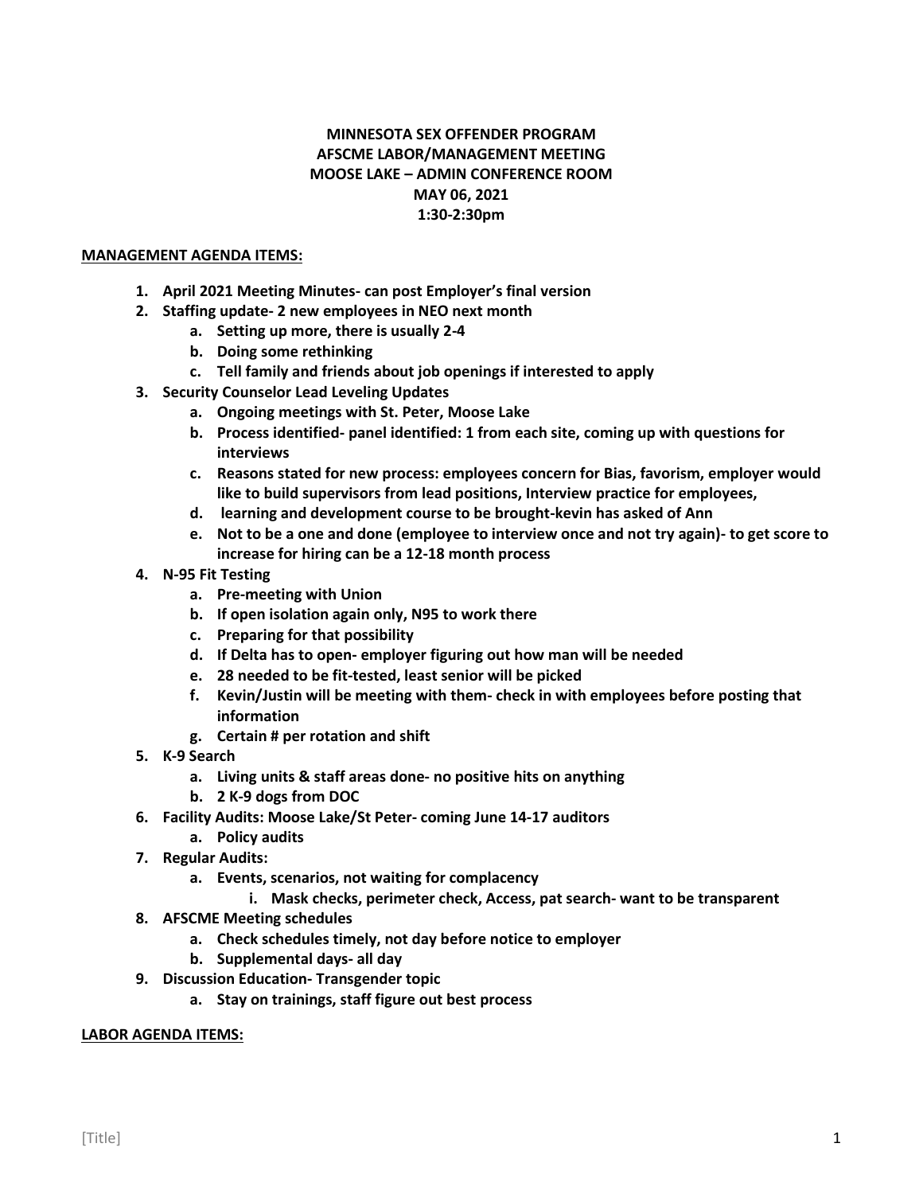**MINNESOTA SEX OFFENDER PROGRAM**
**AFSCME LABOR/MANAGEMENT MEETING**
**MOOSE LAKE – ADMIN CONFERENCE ROOM**
**MAY 06, 2021**
**1:30-2:30pm**

**MANAGEMENT AGENDA ITEMS:**

1. **April 2021 Meeting Minutes- can post Employer's final version**
2. **Staffing update- 2 new employees in NEO next month**
   a. **Setting up more, there is usually 2-4**
   b. **Doing some rethinking**
   c. **Tell family and friends about job openings if interested to apply**
3. **Security Counselor Lead Leveling Updates**
   a. **Ongoing meetings with St. Peter, Moose Lake**
   b. **Process identified- panel identified: 1 from each site, coming up with questions for interviews**
   c. **Reasons stated for new process: employees concern for Bias, favorism, employer would like to build supervisors from lead positions, Interview practice for employees,**
   d. **learning and development course to be brought-kevin has asked of Ann**
   e. **Not to be a one and done (employee to interview once and not try again)- to get score to increase for hiring can be a 12-18 month process**
4. **N-95 Fit Testing**
   a. **Pre-meeting with Union**
   b. **If open isolation again only, N95 to work there**
   c. **Preparing for that possibility**
   d. **If Delta has to open- employer figuring out how man will be needed**
   e. **28 needed to be fit-tested, least senior will be picked**
   f. **Kevin/Justin will be meeting with them- check in with employees before posting that information**
   g. **Certain # per rotation and shift**
5. **K-9 Search**
   a. **Living units & staff areas done- no positive hits on anything**
   b. **2 K-9 dogs from DOC**
6. **Facility Audits: Moose Lake/St Peter- coming June 14-17 auditors**
   a. **Policy audits**
7. **Regular Audits:**
   a. **Events, scenarios, not waiting for complacency**
      i. **Mask checks, perimeter check, Access, pat search- want to be transparent**
8. **AFSCME Meeting schedules**
   a. **Check schedules timely, not day before notice to employer**
   b. **Supplemental days- all day**
9. **Discussion Education- Transgender topic**
   a. **Stay on trainings, staff figure out best process**

**LABOR AGENDA ITEMS:**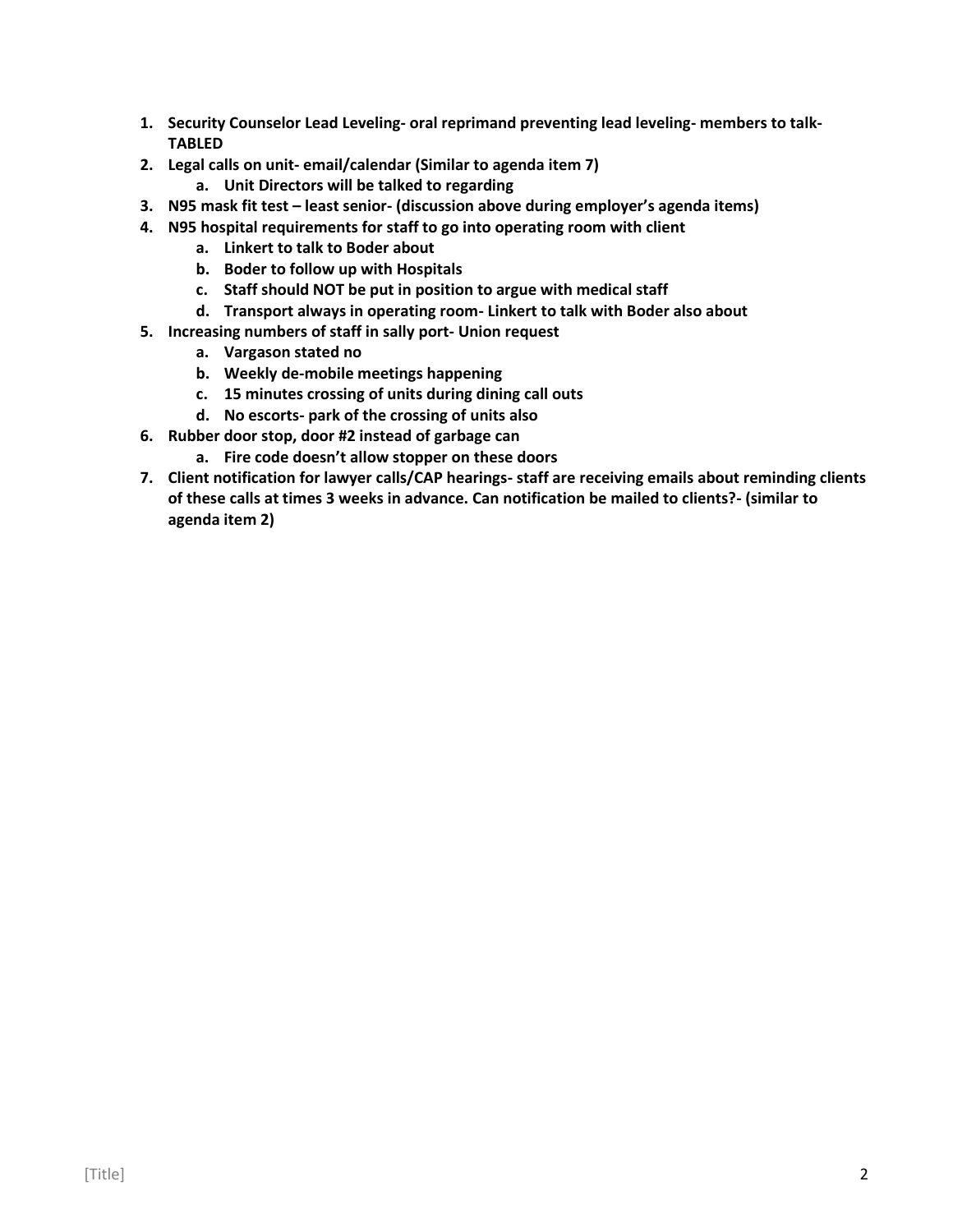1. **Security Counselor Lead Leveling- oral reprimand preventing lead leveling- members to talk- TABLED**
2. **Legal calls on unit- email/calendar (Similar to agenda item 7)**
    a. **Unit Directors will be talked to regarding**
3. **N95 mask fit test – least senior- (discussion above during employer's agenda items)**
4. **N95 hospital requirements for staff to go into operating room with client**
    a. **Linkert to talk to Boder about**
    b. **Boder to follow up with Hospitals**
    c. **Staff should NOT be put in position to argue with medical staff**
    d. **Transport always in operating room- Linkert to talk with Boder also about**
5. **Increasing numbers of staff in sally port- Union request**
    a. **Vargason stated no**
    b. **Weekly de-mobile meetings happening**
    c. **15 minutes crossing of units during dining call outs**
    d. **No escorts- park of the crossing of units also**
6. **Rubber door stop, door #2 instead of garbage can**
    a. **Fire code doesn't allow stopper on these doors**
7. **Client notification for lawyer calls/CAP hearings- staff are receiving emails about reminding clients of these calls at times 3 weeks in advance. Can notification be mailed to clients?- (similar to agenda item 2)**